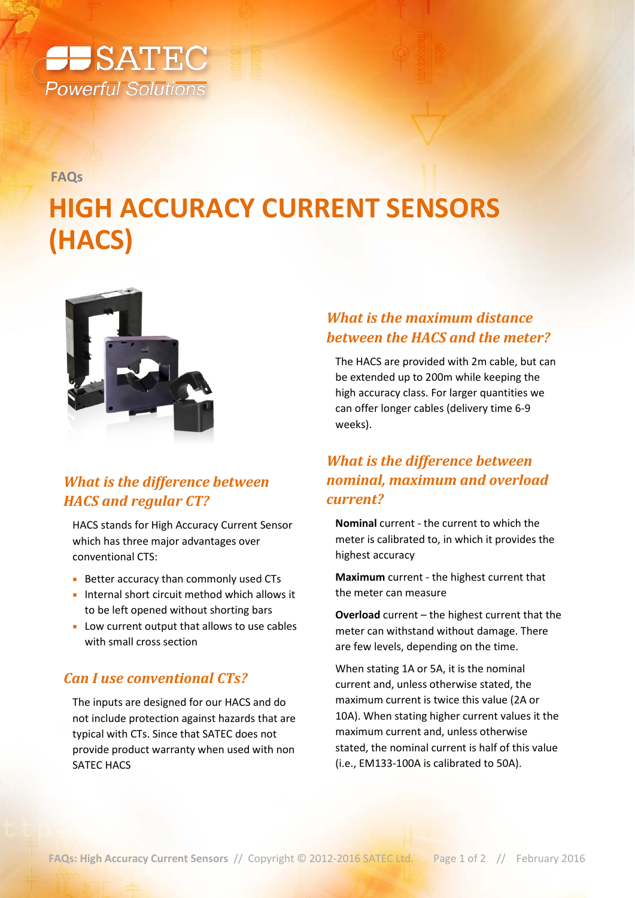FAQs

# HIGH ACCURACY CURRENT SENSORS (HACS)

### *What is the difference between HACS and regular CT?*

HACS stands for High Accuracy Current Sensor which has three major advantages over conventional CTS:

- Better accuracy than commonly used CTs
- Internal short circuit method which allows it to be left opened without shorting bars
- Low current output that allows to use cables with small cross section

### *Can I use conventional CTs?*

The inputs are designed for our HACS and do not include protection against hazards that are typical with CTs. Since that SATEC does not provide product warranty when used with non SATEC HACS

### *What is the maximum distance between the HACS and the meter?*

The HACS are provided with 2m cable, but can be extended up to 200m while keeping the high accuracy class. For larger quantities we can offer longer cables (delivery time 6-9 weeks).

### *What is the difference between nominal, maximum and overload current?*

**Nominal** current - the current to which the meter is calibrated to, in which it provides the highest accuracy

**Maximum** current - the highest current that the meter can measure

**Overload** current – the highest current that the meter can withstand without damage. There are few levels, depending on the time.

When stating 1A or 5A, it is the nominal current and, unless otherwise stated, the maximum current is twice this value (2A or 10A). When stating higher current values it the maximum current and, unless otherwise stated, the nominal current is half of this value (i.e., EM133-100A is calibrated to 50A).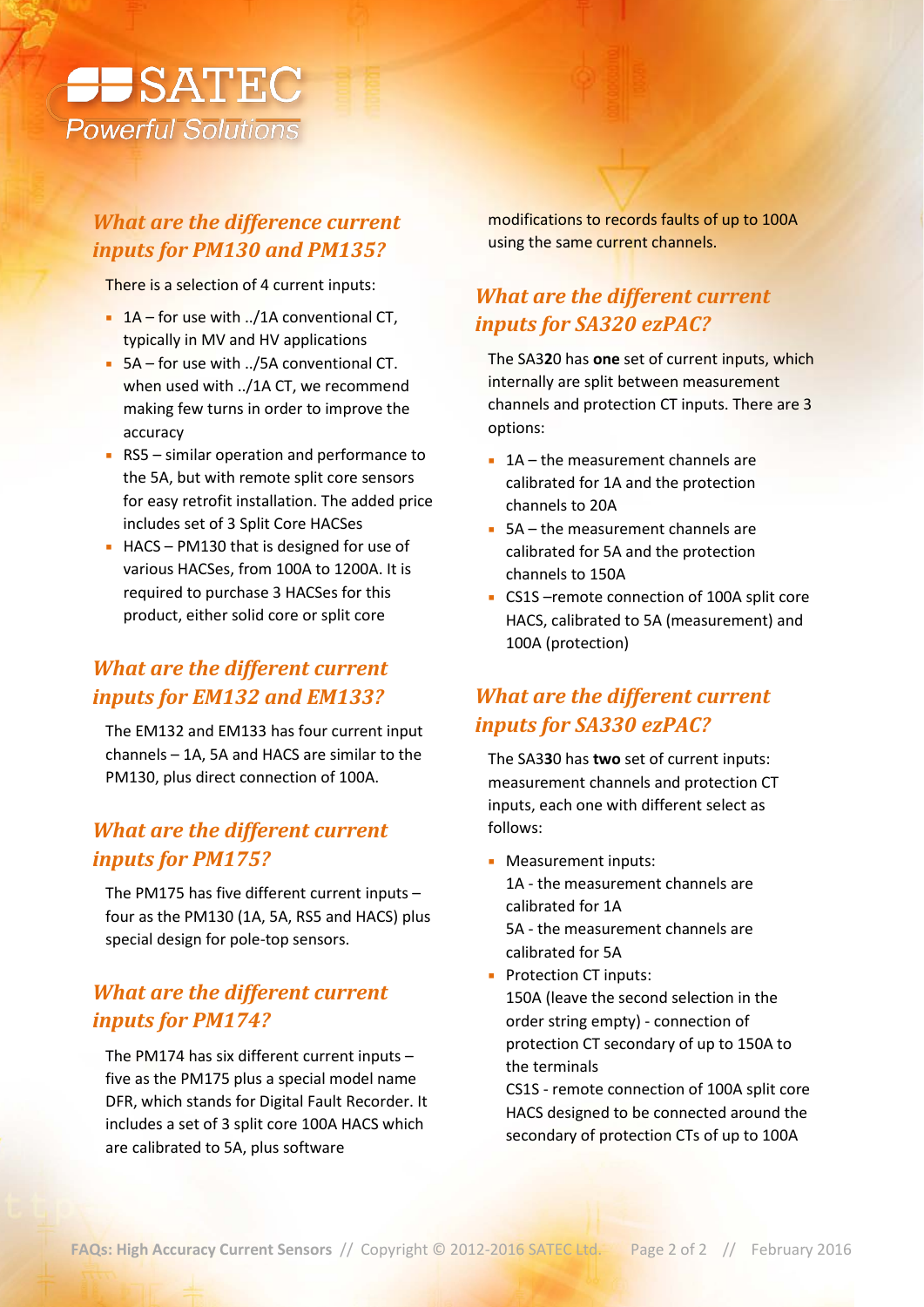## What are the difference current inputs for PM130 and PM135?

There is a selection of 4 current inputs:

- 1A – for use with ../1A conventional CT, typically in MV and HV applications
- 5A – for use with ../5A conventional CT. when used with ../1A CT, we recommend making few turns in order to improve the accuracy
- RS5 – similar operation and performance to the 5A, but with remote split core sensors for easy retrofit installation. The added price includes set of 3 Split Core HACSes
- HACS – PM130 that is designed for use of various HACSes, from 100A to 1200A. It is required to purchase 3 HACSes for this product, either solid core or split core

## What are the different current inputs for EM132 and EM133?

The EM132 and EM133 has four current input channels – 1A, 5A and HACS are similar to the PM130, plus direct connection of 100A.

## What are the different current inputs for PM175?

The PM175 has five different current inputs – four as the PM130 (1A, 5A, RS5 and HACS) plus special design for pole-top sensors.

## What are the different current inputs for PM174?

The PM174 has six different current inputs – five as the PM175 plus a special model name DFR, which stands for Digital Fault Recorder. It includes a set of 3 split core 100A HACS which are calibrated to 5A, plus software modifications to records faults of up to 100A using the same current channels.

## What are the different current inputs for SA320 ezPAC?

The SA3**2**0 has **one** set of current inputs, which internally are split between measurement channels and protection CT inputs. There are 3 options:

- 1A – the measurement channels are calibrated for 1A and the protection channels to 20A
- 5A – the measurement channels are calibrated for 5A and the protection channels to 150A
- CS1S –remote connection of 100A split core HACS, calibrated to 5A (measurement) and 100A (protection)

## What are the different current inputs for SA330 ezPAC?

The SA3**3**0 has **two** set of current inputs: measurement channels and protection CT inputs, each one with different select as follows:

- Measurement inputs:
  1A - the measurement channels are calibrated for 1A
  5A - the measurement channels are calibrated for 5A
- Protection CT inputs:
  150A (leave the second selection in the order string empty) - connection of protection CT secondary of up to 150A to the terminals
  CS1S - remote connection of 100A split core HACS designed to be connected around the secondary of protection CTs of up to 100A